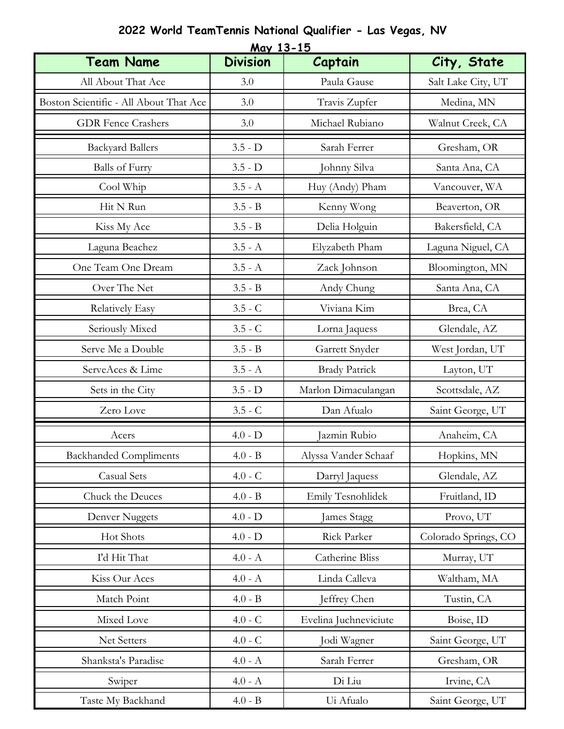# 2022 World TeamTennis National Qualifier - Las Vegas, NV

## May 13-15

| Team Name | Division | Captain | City, State |
|---|---|---|---|
| All About That Ace | 3.0 | Paula Gause | Salt Lake City, UT |
| Boston Scientific - All About That Ace | 3.0 | Travis Zupfer | Medina, MN |
| GDR Fence Crashers | 3.0 | Michael Rubiano | Walnut Creek, CA |
| Backyard Ballers | 3.5 - D | Sarah Ferrer | Gresham, OR |
| Balls of Furry | 3.5 - D | Johnny Silva | Santa Ana, CA |
| Cool Whip | 3.5 - A | Huy (Andy) Pham | Vancouver, WA |
| Hit N Run | 3.5 - B | Kenny Wong | Beaverton, OR |
| Kiss My Ace | 3.5 - B | Delia Holguin | Bakersfield, CA |
| Laguna Beachez | 3.5 - A | Elyzabeth Pham | Laguna Niguel, CA |
| One Team One Dream | 3.5 - A | Zack Johnson | Bloomington, MN |
| Over The Net | 3.5 - B | Andy Chung | Santa Ana, CA |
| Relatively Easy | 3.5 - C | Viviana Kim | Brea, CA |
| Seriously Mixed | 3.5 - C | Lorna Jaquess | Glendale, AZ |
| Serve Me a Double | 3.5 - B | Garrett Snyder | West Jordan, UT |
| ServeAces & Lime | 3.5 - A | Brady Patrick | Layton, UT |
| Sets in the City | 3.5 - D | Marlon Dimaculangan | Scottsdale, AZ |
| Zero Love | 3.5 - C | Dan Afualo | Saint George, UT |
| Acers | 4.0 - D | Jazmin Rubio | Anaheim, CA |
| Backhanded Compliments | 4.0 - B | Alyssa Vander Schaaf | Hopkins, MN |
| Casual Sets | 4.0 - C | Darryl Jaquess | Glendale, AZ |
| Chuck the Deuces | 4.0 - B | Emily Tesnohlidek | Fruitland, ID |
| Denver Nuggets | 4.0 - D | James Stagg | Provo, UT |
| Hot Shots | 4.0 - D | Rick Parker | Colorado Springs, CO |
| I'd Hit That | 4.0 - A | Catherine Bliss | Murray, UT |
| Kiss Our Aces | 4.0 - A | Linda Calleva | Waltham, MA |
| Match Point | 4.0 - B | Jeffrey Chen | Tustin, CA |
| Mixed Love | 4.0 - C | Evelina Juchneviciute | Boise, ID |
| Net Setters | 4.0 - C | Jodi Wagner | Saint George, UT |
| Shanksta's Paradise | 4.0 - A | Sarah Ferrer | Gresham, OR |
| Swiper | 4.0 - A | Di Liu | Irvine, CA |
| Taste My Backhand | 4.0 - B | Ui Afualo | Saint George, UT |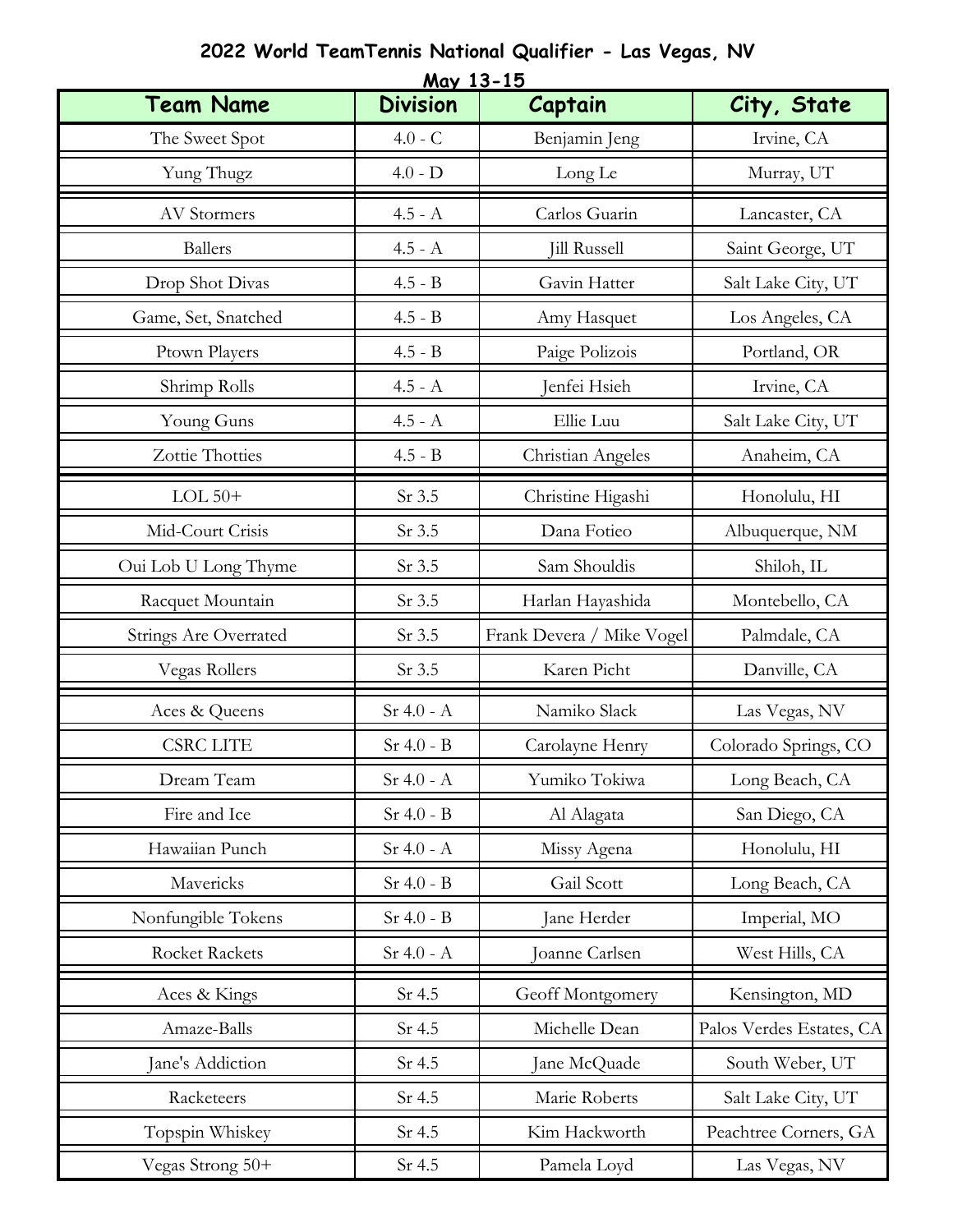# 2022 World TeamTennis National Qualifier - Las Vegas, NV

**May 13-15**

| Team Name | Division | Captain | City, State |
|---|---|---|---|
| The Sweet Spot | 4.0 - C | Benjamin Jeng | Irvine, CA |
| Yung Thugz | 4.0 - D | Long Le | Murray, UT |
| AV Stormers | 4.5 - A | Carlos Guarin | Lancaster, CA |
| Ballers | 4.5 - A | Jill Russell | Saint George, UT |
| Drop Shot Divas | 4.5 - B | Gavin Hatter | Salt Lake City, UT |
| Game, Set, Snatched | 4.5 - B | Amy Hasquet | Los Angeles, CA |
| Ptown Players | 4.5 - B | Paige Polizois | Portland, OR |
| Shrimp Rolls | 4.5 - A | Jenfei Hsieh | Irvine, CA |
| Young Guns | 4.5 - A | Ellie Luu | Salt Lake City, UT |
| Zottie Thotties | 4.5 - B | Christian Angeles | Anaheim, CA |
| LOL 50+ | Sr 3.5 | Christine Higashi | Honolulu, HI |
| Mid-Court Crisis | Sr 3.5 | Dana Fotieo | Albuquerque, NM |
| Oui Lob U Long Thyme | Sr 3.5 | Sam Shouldis | Shiloh, IL |
| Racquet Mountain | Sr 3.5 | Harlan Hayashida | Montebello, CA |
| Strings Are Overrated | Sr 3.5 | Frank Devera / Mike Vogel | Palmdale, CA |
| Vegas Rollers | Sr 3.5 | Karen Picht | Danville, CA |
| Aces & Queens | Sr 4.0 - A | Namiko Slack | Las Vegas, NV |
| CSRC LITE | Sr 4.0 - B | Carolayne Henry | Colorado Springs, CO |
| Dream Team | Sr 4.0 - A | Yumiko Tokiwa | Long Beach, CA |
| Fire and Ice | Sr 4.0 - B | Al Alagata | San Diego, CA |
| Hawaiian Punch | Sr 4.0 - A | Missy Agena | Honolulu, HI |
| Mavericks | Sr 4.0 - B | Gail Scott | Long Beach, CA |
| Nonfungible Tokens | Sr 4.0 - B | Jane Herder | Imperial, MO |
| Rocket Rackets | Sr 4.0 - A | Joanne Carlsen | West Hills, CA |
| Aces & Kings | Sr 4.5 | Geoff Montgomery | Kensington, MD |
| Amaze-Balls | Sr 4.5 | Michelle Dean | Palos Verdes Estates, CA |
| Jane's Addiction | Sr 4.5 | Jane McQuade | South Weber, UT |
| Racketeers | Sr 4.5 | Marie Roberts | Salt Lake City, UT |
| Topspin Whiskey | Sr 4.5 | Kim Hackworth | Peachtree Corners, GA |
| Vegas Strong 50+ | Sr 4.5 | Pamela Loyd | Las Vegas, NV |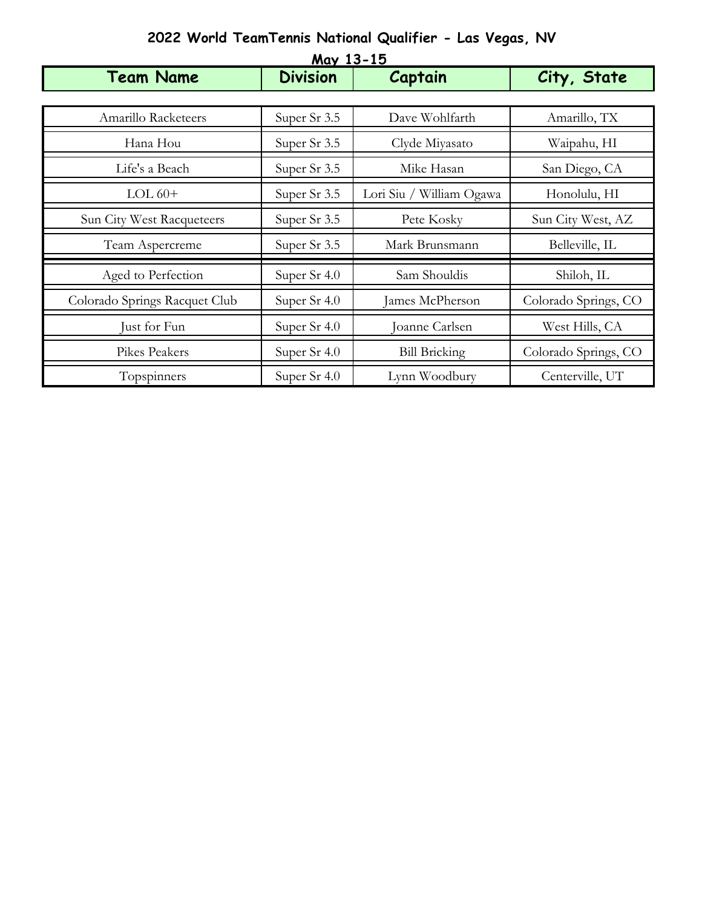# 2022 World TeamTennis National Qualifier - Las Vegas, NV

May 13-15

| Team Name | Division | Captain | City, State |
|---|---|---|---|
| Amarillo Racketeers | Super Sr 3.5 | Dave Wohlfarth | Amarillo, TX |
| Hana Hou | Super Sr 3.5 | Clyde Miyasato | Waipahu, HI |
| Life's a Beach | Super Sr 3.5 | Mike Hasan | San Diego, CA |
| LOL 60+ | Super Sr 3.5 | Lori Siu / William Ogawa | Honolulu, HI |
| Sun City West Racqueteers | Super Sr 3.5 | Pete Kosky | Sun City West, AZ |
| Team Aspercreme | Super Sr 3.5 | Mark Brunsmann | Belleville, IL |
| Aged to Perfection | Super Sr 4.0 | Sam Shouldis | Shiloh, IL |
| Colorado Springs Racquet Club | Super Sr 4.0 | James McPherson | Colorado Springs, CO |
| Just for Fun | Super Sr 4.0 | Joanne Carlsen | West Hills, CA |
| Pikes Peakers | Super Sr 4.0 | Bill Bricking | Colorado Springs, CO |
| Topspinners | Super Sr 4.0 | Lynn Woodbury | Centerville, UT |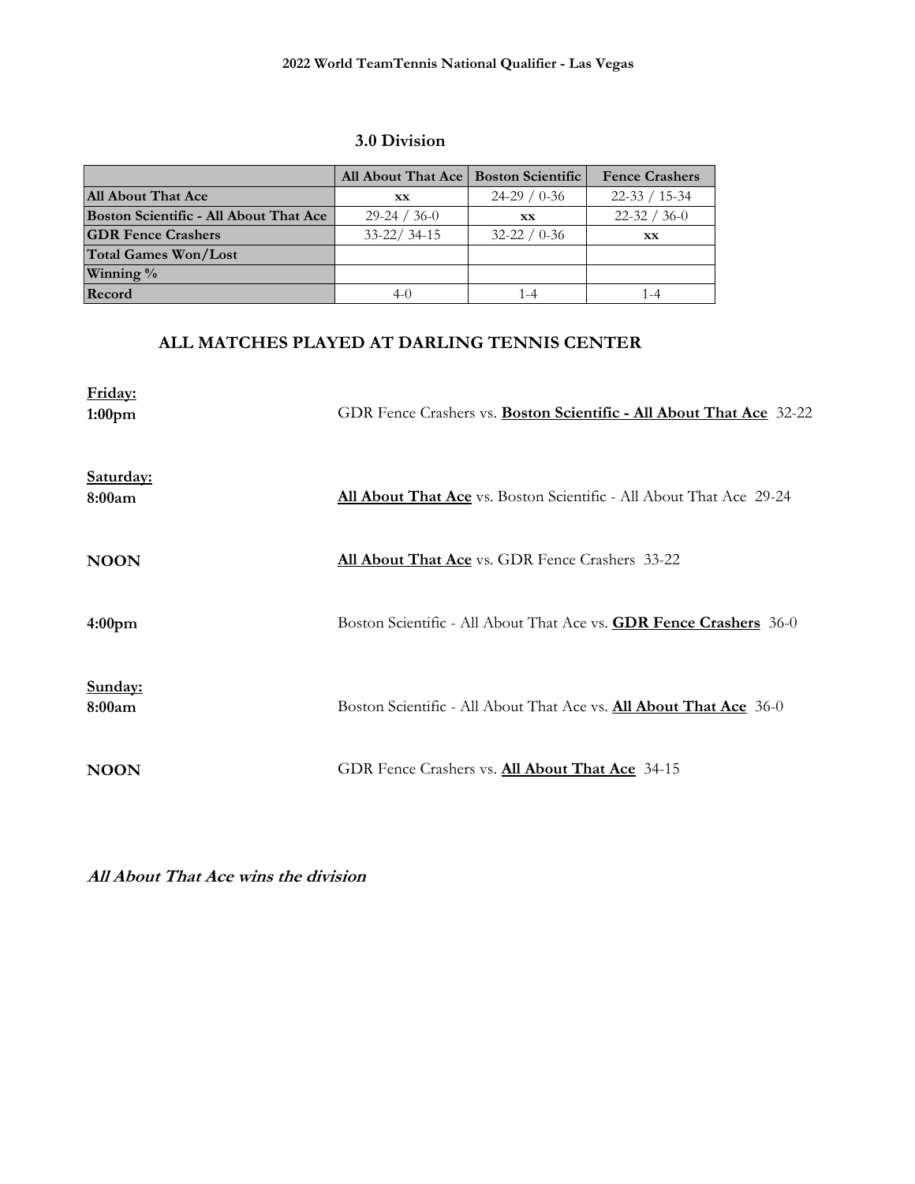**2022 World TeamTennis National Qualifier - Las Vegas**

### 3.0 Division

| | All About That Ace | Boston Scientific | Fence Crashers |
|---|---|---|---|
| **All About That Ace** | xx | 24-29 / 0-36 | 22-33 / 15-34 |
| **Boston Scientific - All About That Ace** | 29-24 / 36-0 | xx | 22-32 / 36-0 |
| **GDR Fence Crashers** | 33-22/ 34-15 | 32-22 / 0-36 | xx |
| **Total Games Won/Lost** | | | |
| **Winning %** | | | |
| **Record** | 4-0 | 1-4 | 1-4 |

## ALL MATCHES PLAYED AT DARLING TENNIS CENTER

**Friday:**

**1:00pm** GDR Fence Crashers vs. **Boston Scientific - All About That Ace** 32-22

**Saturday:**

**8:00am** **All About That Ace** vs. Boston Scientific - All About That Ace 29-24

**NOON** **All About That Ace** vs. GDR Fence Crashers 33-22

**4:00pm** Boston Scientific - All About That Ace vs. **GDR Fence Crashers** 36-0

**Sunday:**

**8:00am** Boston Scientific - All About That Ace vs. **All About That Ace** 36-0

**NOON** GDR Fence Crashers vs. **All About That Ace** 34-15

***All About That Ace wins the division***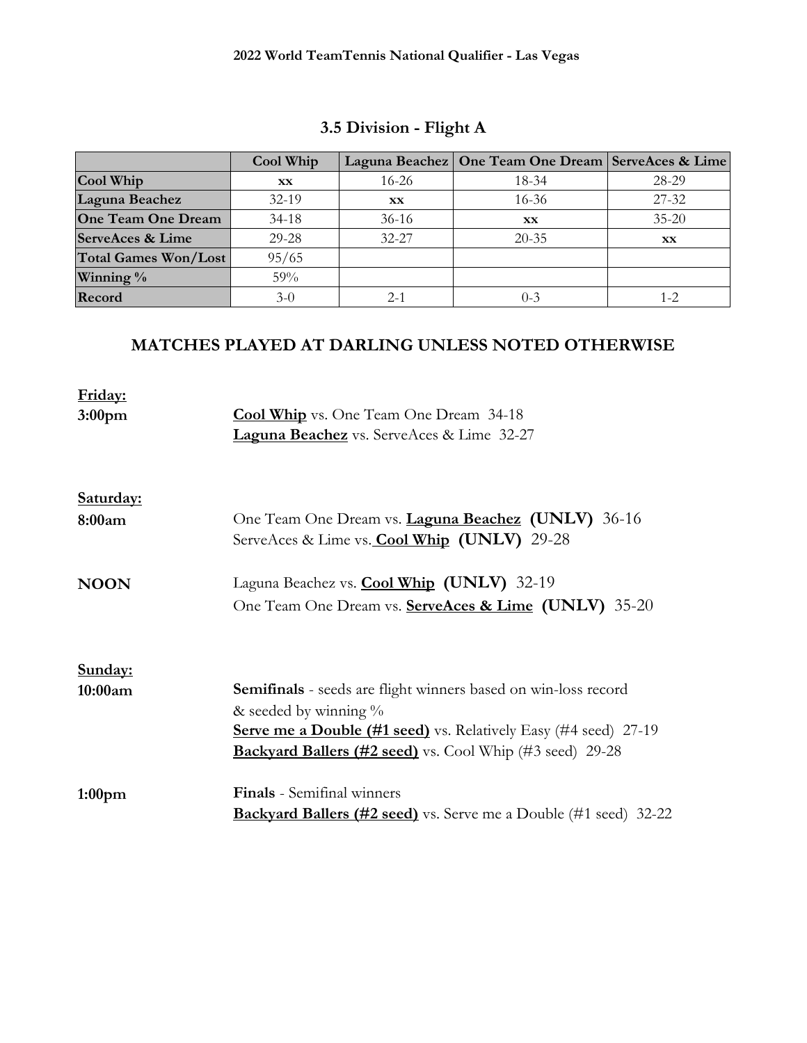**2022 World TeamTennis National Qualifier - Las Vegas**

## 3.5 Division - Flight A

| | Cool Whip | Laguna Beachez | One Team One Dream | ServeAces & Lime |
|---|---|---|---|---|
| **Cool Whip** | **xx** | 16-26 | 18-34 | 28-29 |
| **Laguna Beachez** | 32-19 | **xx** | 16-36 | 27-32 |
| **One Team One Dream** | 34-18 | 36-16 | **xx** | 35-20 |
| **ServeAces & Lime** | 29-28 | 32-27 | 20-35 | **xx** |
| **Total Games Won/Lost** | 95/65 | | | |
| **Winning %** | 59% | | | |
| **Record** | 3-0 | 2-1 | 0-3 | 1-2 |

## MATCHES PLAYED AT DARLING UNLESS NOTED OTHERWISE

**Friday:**

**3:00pm**
- **Cool Whip** vs. One Team One Dream 34-18
- **Laguna Beachez** vs. ServeAces & Lime 32-27

**Saturday:**

**8:00am**
- One Team One Dream vs. **Laguna Beachez** **(UNLV)** 36-16
- ServeAces & Lime vs. **Cool Whip** **(UNLV)** 29-28

**NOON**
- Laguna Beachez vs. **Cool Whip** **(UNLV)** 32-19
- One Team One Dream vs. **ServeAces & Lime** **(UNLV)** 35-20

**Sunday:**

**10:00am**
**Semifinals** - seeds are flight winners based on win-loss record & seeded by winning %
- **Serve me a Double (#1 seed)** vs. Relatively Easy (#4 seed) 27-19
- **Backyard Ballers (#2 seed)** vs. Cool Whip (#3 seed) 29-28

**1:00pm**
**Finals** - Semifinal winners
- **Backyard Ballers (#2 seed)** vs. Serve me a Double (#1 seed) 32-22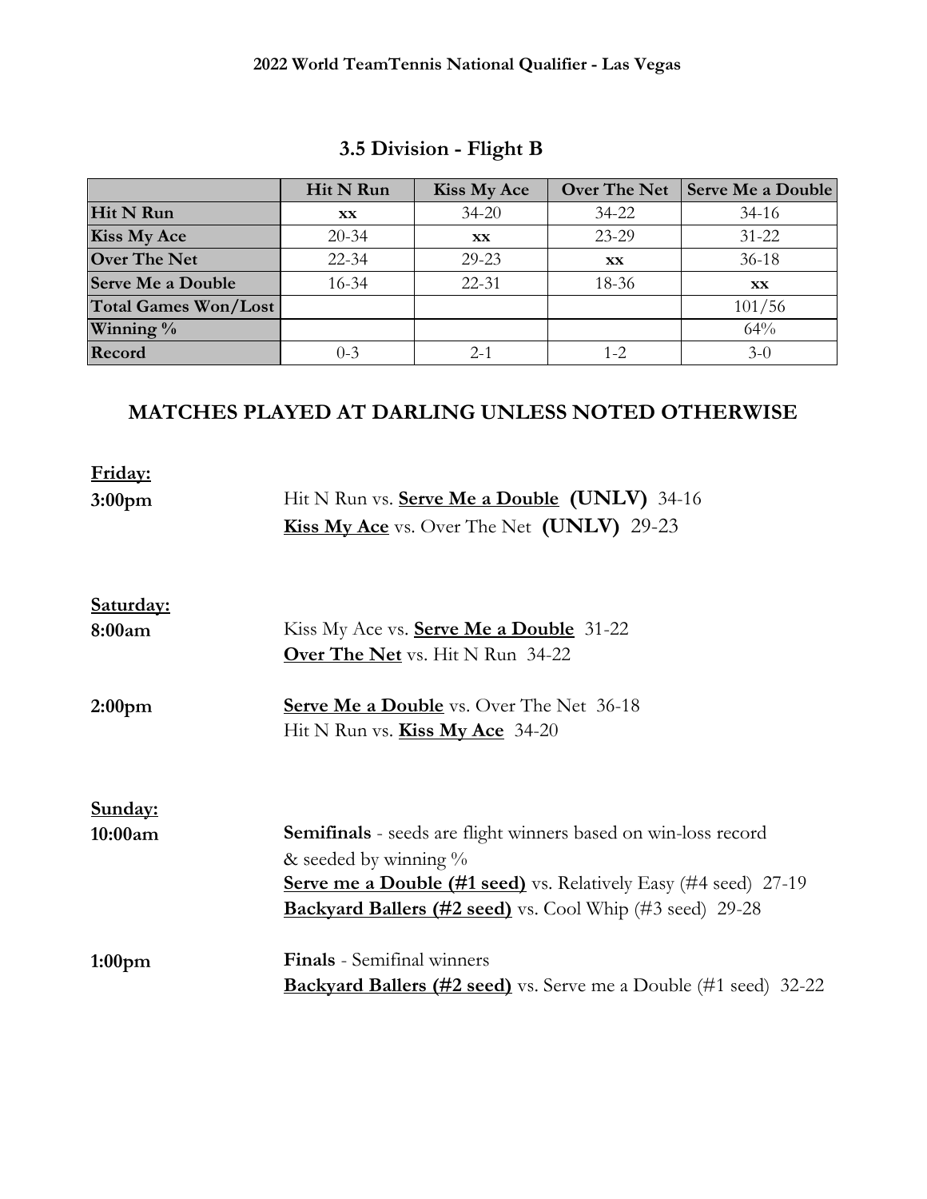**2022 World TeamTennis National Qualifier - Las Vegas**

## 3.5 Division - Flight B

| | Hit N Run | Kiss My Ace | Over The Net | Serve Me a Double |
|---|---|---|---|---|
| **Hit N Run** | **xx** | 34-20 | 34-22 | 34-16 |
| **Kiss My Ace** | 20-34 | **xx** | 23-29 | 31-22 |
| **Over The Net** | 22-34 | 29-23 | **xx** | 36-18 |
| **Serve Me a Double** | 16-34 | 22-31 | 18-36 | **xx** |
| **Total Games Won/Lost** | | | | 101/56 |
| **Winning %** | | | | 64% |
| **Record** | 0-3 | 2-1 | 1-2 | 3-0 |

## MATCHES PLAYED AT DARLING UNLESS NOTED OTHERWISE

**Friday:**

**3:00pm**
Hit N Run vs. **Serve Me a Double** **(UNLV)** 34-16
**Kiss My Ace** vs. Over The Net **(UNLV)** 29-23

**Saturday:**

**8:00am**
Kiss My Ace vs. **Serve Me a Double** 31-22
**Over The Net** vs. Hit N Run 34-22

**2:00pm**
**Serve Me a Double** vs. Over The Net 36-18
Hit N Run vs. **Kiss My Ace** 34-20

**Sunday:**

**10:00am**
**Semifinals** - seeds are flight winners based on win-loss record & seeded by winning %
**Serve me a Double (#1 seed)** vs. Relatively Easy (#4 seed) 27-19
**Backyard Ballers (#2 seed)** vs. Cool Whip (#3 seed) 29-28

**1:00pm**
**Finals** - Semifinal winners
**Backyard Ballers (#2 seed)** vs. Serve me a Double (#1 seed) 32-22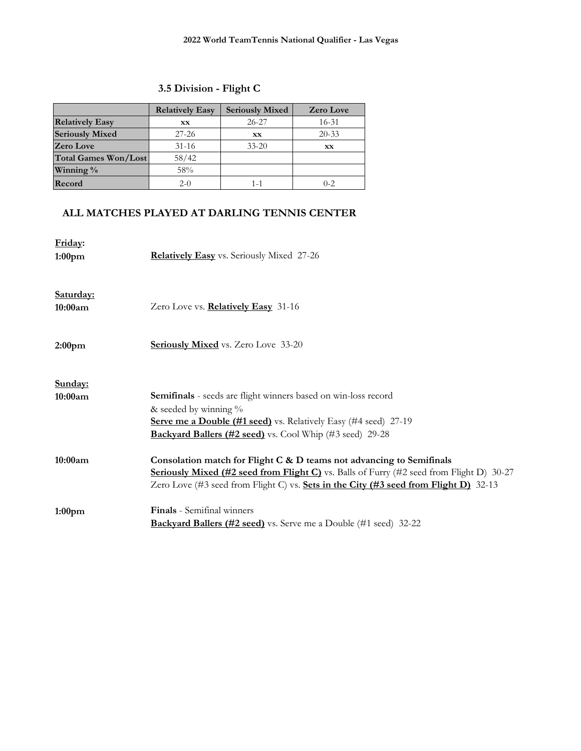**2022 World TeamTennis National Qualifier - Las Vegas**

## 3.5 Division - Flight C

| | Relatively Easy | Seriously Mixed | Zero Love |
|---|---|---|---|
| **Relatively Easy** | xx | 26-27 | 16-31 |
| **Seriously Mixed** | 27-26 | xx | 20-33 |
| **Zero Love** | 31-16 | 33-20 | xx |
| **Total Games Won/Lost** | 58/42 | | |
| **Winning %** | 58% | | |
| **Record** | 2-0 | 1-1 | 0-2 |

### ALL MATCHES PLAYED AT DARLING TENNIS CENTER

**Friday:**

**1:00pm** — **Relatively Easy** vs. Seriously Mixed 27-26

**Saturday:**

**10:00am** — Zero Love vs. **Relatively Easy** 31-16

**2:00pm** — **Seriously Mixed** vs. Zero Love 33-20

**Sunday:**

**10:00am** — **Semifinals** - seeds are flight winners based on win-loss record & seeded by winning %

**Serve me a Double (#1 seed)** vs. Relatively Easy (#4 seed) 27-19

**Backyard Ballers (#2 seed)** vs. Cool Whip (#3 seed) 29-28

**10:00am** — **Consolation match for Flight C & D teams not advancing to Semifinals**

**Seriously Mixed (#2 seed from Flight C)** vs. Balls of Furry (#2 seed from Flight D) 30-27

Zero Love (#3 seed from Flight C) vs. **Sets in the City (#3 seed from Flight D)** 32-13

**1:00pm** — **Finals** - Semifinal winners

**Backyard Ballers (#2 seed)** vs. Serve me a Double (#1 seed) 32-22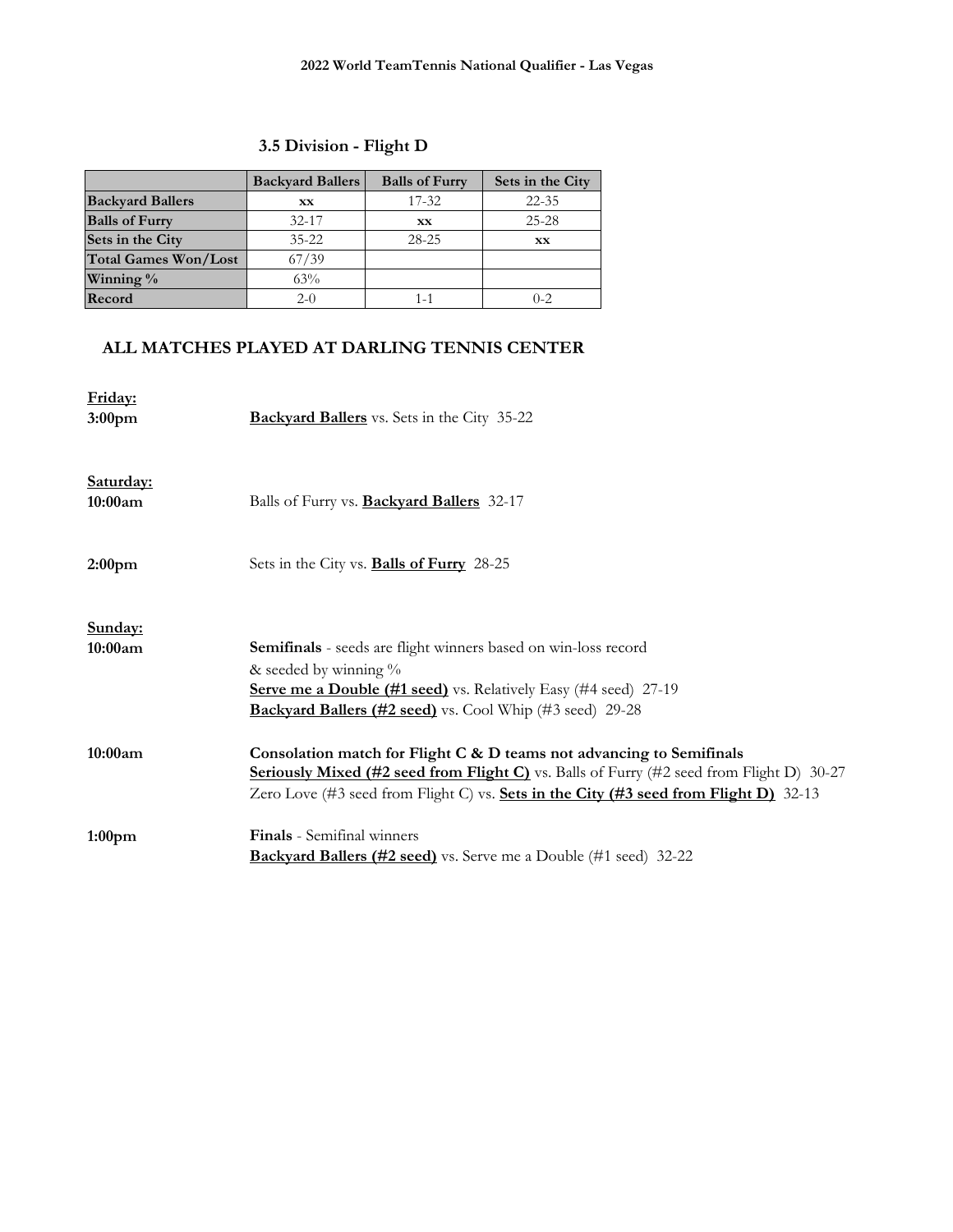2022 World TeamTennis National Qualifier - Las Vegas

## 3.5 Division - Flight D

| | Backyard Ballers | Balls of Furry | Sets in the City |
|---|---|---|---|
| **Backyard Ballers** | xx | 17-32 | 22-35 |
| **Balls of Furry** | 32-17 | xx | 25-28 |
| **Sets in the City** | 35-22 | 28-25 | xx |
| **Total Games Won/Lost** | 67/39 | | |
| **Winning %** | 63% | | |
| **Record** | 2-0 | 1-1 | 0-2 |

### ALL MATCHES PLAYED AT DARLING TENNIS CENTER

**Friday:**

**3:00pm** — **Backyard Ballers** vs. Sets in the City 35-22

**Saturday:**

**10:00am** — Balls of Furry vs. **Backyard Ballers** 32-17

**2:00pm** — Sets in the City vs. **Balls of Furry** 28-25

**Sunday:**

**10:00am** — **Semifinals** - seeds are flight winners based on win-loss record & seeded by winning %

**Serve me a Double (#1 seed)** vs. Relatively Easy (#4 seed) 27-19

**Backyard Ballers (#2 seed)** vs. Cool Whip (#3 seed) 29-28

**10:00am** — **Consolation match for Flight C & D teams not advancing to Semifinals**

**Seriously Mixed (#2 seed from Flight C)** vs. Balls of Furry (#2 seed from Flight D) 30-27

Zero Love (#3 seed from Flight C) vs. **Sets in the City (#3 seed from Flight D)** 32-13

**1:00pm** — **Finals** - Semifinal winners

**Backyard Ballers (#2 seed)** vs. Serve me a Double (#1 seed) 32-22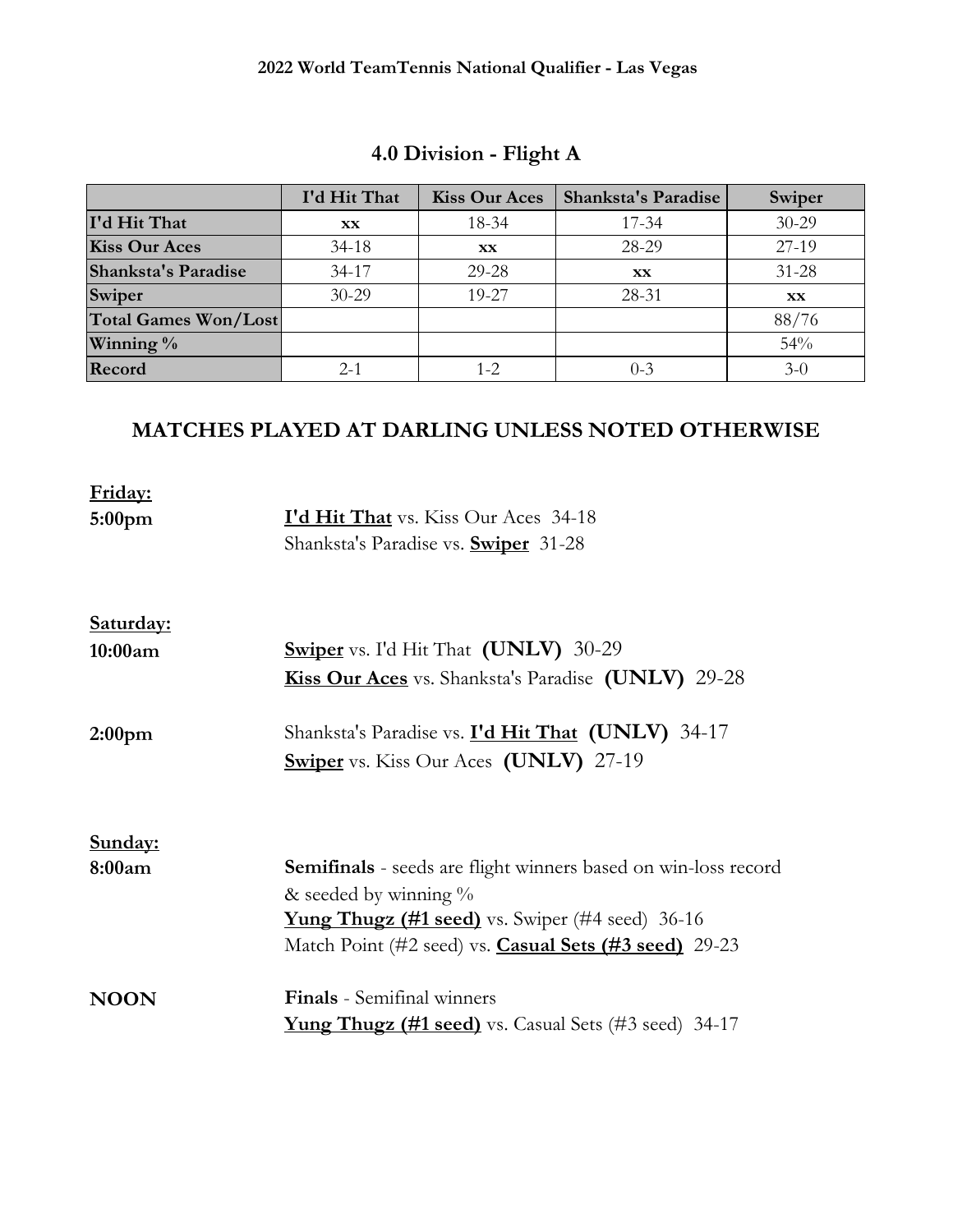**2022 World TeamTennis National Qualifier - Las Vegas**

## 4.0 Division - Flight A

| | I'd Hit That | Kiss Our Aces | Shanksta's Paradise | Swiper |
|---|---|---|---|---|
| **I'd Hit That** | **xx** | 18-34 | 17-34 | 30-29 |
| **Kiss Our Aces** | 34-18 | **xx** | 28-29 | 27-19 |
| **Shanksta's Paradise** | 34-17 | 29-28 | **xx** | 31-28 |
| **Swiper** | 30-29 | 19-27 | 28-31 | **xx** |
| **Total Games Won/Lost** | | | | 88/76 |
| **Winning %** | | | | 54% |
| **Record** | 2-1 | 1-2 | 0-3 | 3-0 |

## MATCHES PLAYED AT DARLING UNLESS NOTED OTHERWISE

**Friday:**

**5:00pm**
- **I'd Hit That** vs. Kiss Our Aces 34-18
- Shanksta's Paradise vs. **Swiper** 31-28

**Saturday:**

**10:00am**
- **Swiper** vs. I'd Hit That **(UNLV)** 30-29
- **Kiss Our Aces** vs. Shanksta's Paradise **(UNLV)** 29-28

**2:00pm**
- Shanksta's Paradise vs. **I'd Hit That** **(UNLV)** 34-17
- **Swiper** vs. Kiss Our Aces **(UNLV)** 27-19

**Sunday:**

**8:00am**
**Semifinals** - seeds are flight winners based on win-loss record & seeded by winning %
- **Yung Thugz (#1 seed)** vs. Swiper (#4 seed) 36-16
- Match Point (#2 seed) vs. **Casual Sets (#3 seed)** 29-23

**NOON**
**Finals** - Semifinal winners
- **Yung Thugz (#1 seed)** vs. Casual Sets (#3 seed) 34-17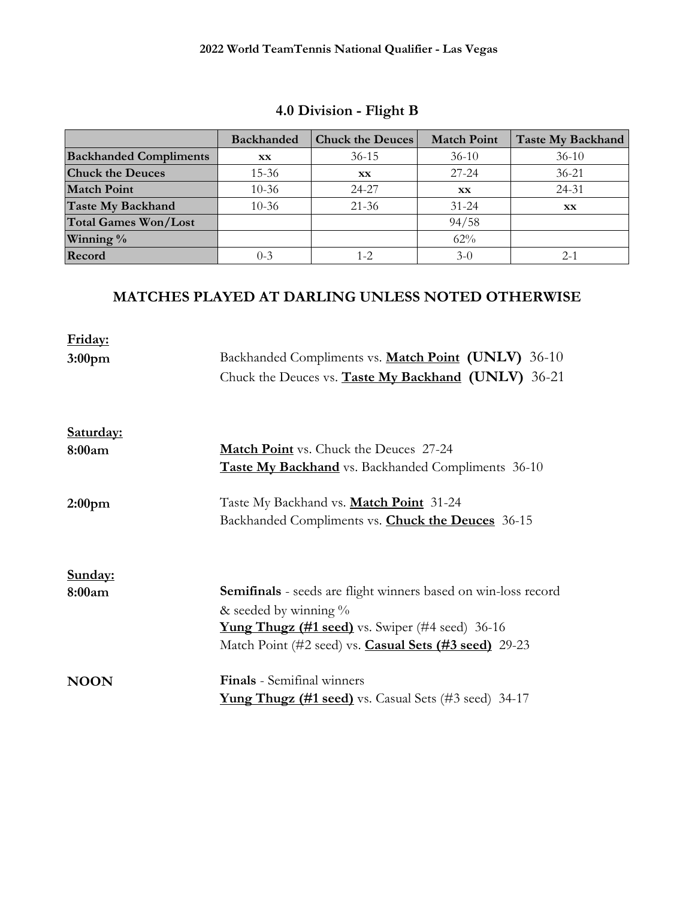**2022 World TeamTennis National Qualifier - Las Vegas**

## 4.0 Division - Flight B

| | Backhanded | Chuck the Deuces | Match Point | Taste My Backhand |
|---|---|---|---|---|
| **Backhanded Compliments** | xx | 36-15 | 36-10 | 36-10 |
| **Chuck the Deuces** | 15-36 | xx | 27-24 | 36-21 |
| **Match Point** | 10-36 | 24-27 | xx | 24-31 |
| **Taste My Backhand** | 10-36 | 21-36 | 31-24 | xx |
| **Total Games Won/Lost** | | | 94/58 | |
| **Winning %** | | | 62% | |
| **Record** | 0-3 | 1-2 | 3-0 | 2-1 |

## MATCHES PLAYED AT DARLING UNLESS NOTED OTHERWISE

**Friday:**

**3:00pm**
- Backhanded Compliments vs. **Match Point** **(UNLV)** 36-10
- Chuck the Deuces vs. **Taste My Backhand** **(UNLV)** 36-21

**Saturday:**

**8:00am**
- **Match Point** vs. Chuck the Deuces 27-24
- **Taste My Backhand** vs. Backhanded Compliments 36-10

**2:00pm**
- Taste My Backhand vs. **Match Point** 31-24
- Backhanded Compliments vs. **Chuck the Deuces** 36-15

**Sunday:**

**8:00am**
**Semifinals** - seeds are flight winners based on win-loss record & seeded by winning %
- **Yung Thugz (#1 seed)** vs. Swiper (#4 seed) 36-16
- Match Point (#2 seed) vs. **Casual Sets (#3 seed)** 29-23

**NOON**
**Finals** - Semifinal winners
- **Yung Thugz (#1 seed)** vs. Casual Sets (#3 seed) 34-17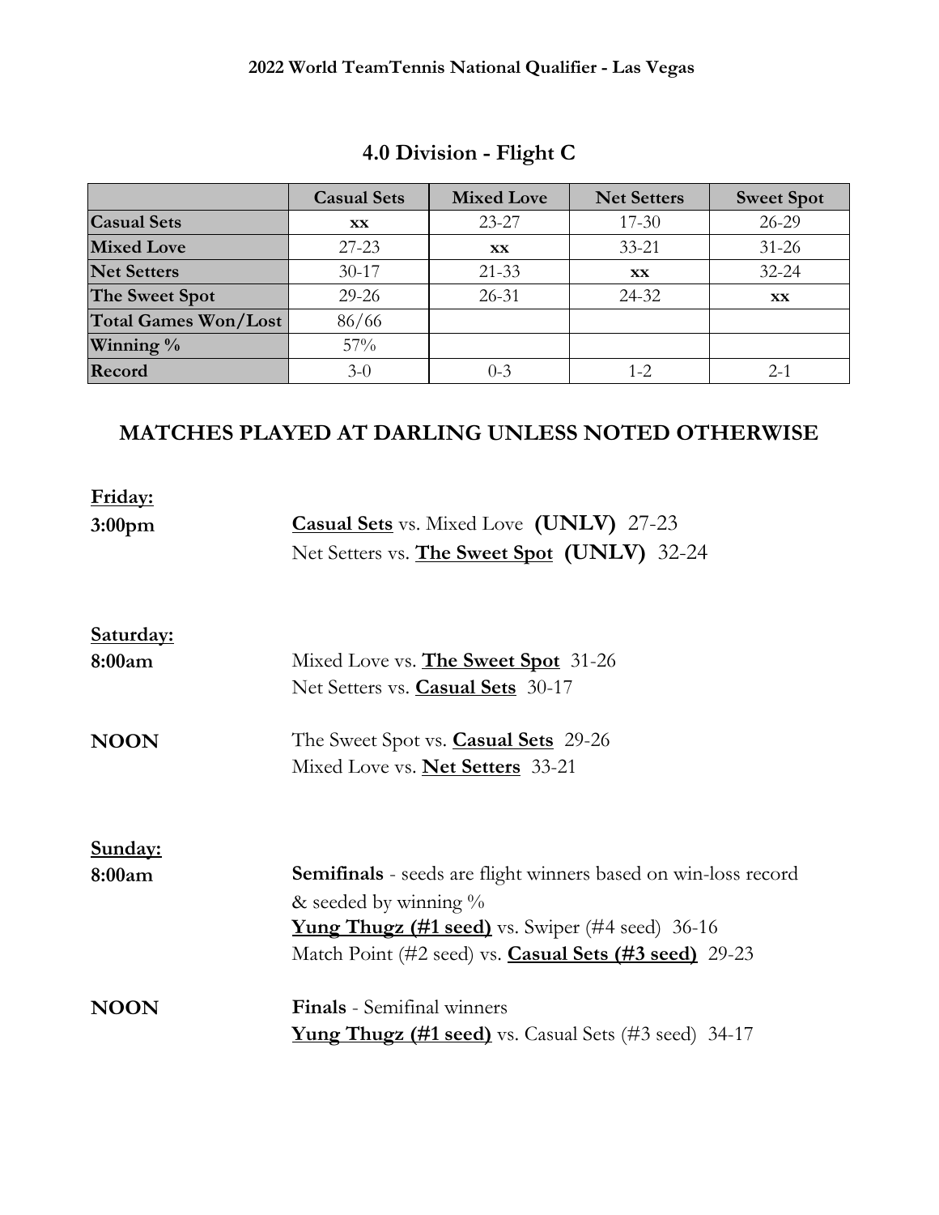**2022 World TeamTennis National Qualifier - Las Vegas**

## 4.0 Division - Flight C

| | Casual Sets | Mixed Love | Net Setters | Sweet Spot |
|---|---|---|---|---|
| **Casual Sets** | **xx** | 23-27 | 17-30 | 26-29 |
| **Mixed Love** | 27-23 | **xx** | 33-21 | 31-26 |
| **Net Setters** | 30-17 | 21-33 | **xx** | 32-24 |
| **The Sweet Spot** | 29-26 | 26-31 | 24-32 | **xx** |
| **Total Games Won/Lost** | 86/66 | | | |
| **Winning %** | 57% | | | |
| **Record** | 3-0 | 0-3 | 1-2 | 2-1 |

## MATCHES PLAYED AT DARLING UNLESS NOTED OTHERWISE

**Friday:**

**3:00pm**
- **Casual Sets** vs. Mixed Love **(UNLV)** 27-23
- Net Setters vs. **The Sweet Spot** **(UNLV)** 32-24

**Saturday:**

**8:00am**
- Mixed Love vs. **The Sweet Spot** 31-26
- Net Setters vs. **Casual Sets** 30-17

**NOON**
- The Sweet Spot vs. **Casual Sets** 29-26
- Mixed Love vs. **Net Setters** 33-21

**Sunday:**

**8:00am**

**Semifinals** - seeds are flight winners based on win-loss record & seeded by winning %
- **Yung Thugz (#1 seed)** vs. Swiper (#4 seed) 36-16
- Match Point (#2 seed) vs. **Casual Sets (#3 seed)** 29-23

**NOON**

**Finals** - Semifinal winners
- **Yung Thugz (#1 seed)** vs. Casual Sets (#3 seed) 34-17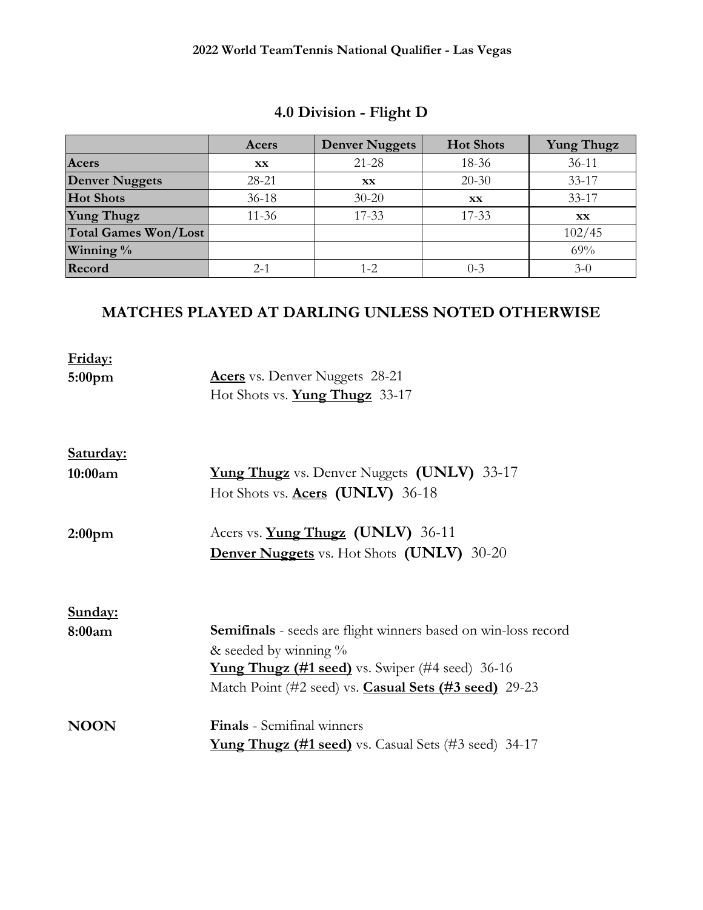**2022 World TeamTennis National Qualifier - Las Vegas**

## 4.0 Division - Flight D

| | Acers | Denver Nuggets | Hot Shots | Yung Thugz |
|---|---|---|---|---|
| **Acers** | xx | 21-28 | 18-36 | 36-11 |
| **Denver Nuggets** | 28-21 | xx | 20-30 | 33-17 |
| **Hot Shots** | 36-18 | 30-20 | xx | 33-17 |
| **Yung Thugz** | 11-36 | 17-33 | 17-33 | xx |
| **Total Games Won/Lost** | | | | 102/45 |
| **Winning %** | | | | 69% |
| **Record** | 2-1 | 1-2 | 0-3 | 3-0 |

## MATCHES PLAYED AT DARLING UNLESS NOTED OTHERWISE

**Friday:**

**5:00pm**
**Acers** vs. Denver Nuggets 28-21
Hot Shots vs. **Yung Thugz** 33-17

**Saturday:**

**10:00am**
**Yung Thugz** vs. Denver Nuggets **(UNLV)** 33-17
Hot Shots vs. **Acers** **(UNLV)** 36-18

**2:00pm**
Acers vs. **Yung Thugz** **(UNLV)** 36-11
**Denver Nuggets** vs. Hot Shots **(UNLV)** 30-20

**Sunday:**

**8:00am**
**Semifinals** - seeds are flight winners based on win-loss record & seeded by winning %
**Yung Thugz (#1 seed)** vs. Swiper (#4 seed) 36-16
Match Point (#2 seed) vs. **Casual Sets (#3 seed)** 29-23

**NOON**
**Finals** - Semifinal winners
**Yung Thugz (#1 seed)** vs. Casual Sets (#3 seed) 34-17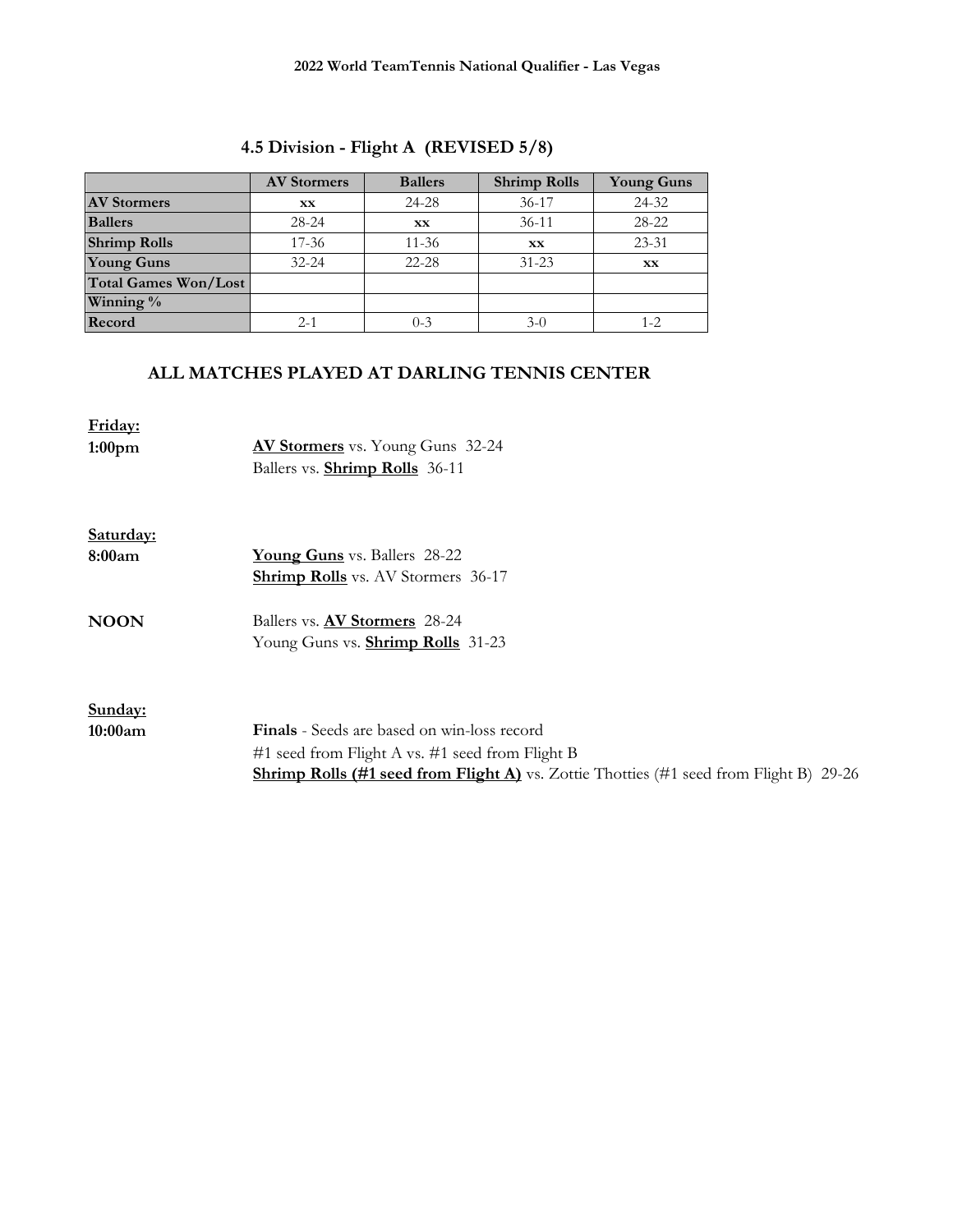**2022 World TeamTennis National Qualifier - Las Vegas**

## 4.5 Division - Flight A (REVISED 5/8)

| | AV Stormers | Ballers | Shrimp Rolls | Young Guns |
|---|---|---|---|---|
| **AV Stormers** | xx | 24-28 | 36-17 | 24-32 |
| **Ballers** | 28-24 | xx | 36-11 | 28-22 |
| **Shrimp Rolls** | 17-36 | 11-36 | xx | 23-31 |
| **Young Guns** | 32-24 | 22-28 | 31-23 | xx |
| **Total Games Won/Lost** | | | | |
| **Winning %** | | | | |
| **Record** | 2-1 | 0-3 | 3-0 | 1-2 |

## ALL MATCHES PLAYED AT DARLING TENNIS CENTER

**Friday:**

**1:00pm**

**AV Stormers** vs. Young Guns 32-24

Ballers vs. **Shrimp Rolls** 36-11

**Saturday:**

**8:00am**

**Young Guns** vs. Ballers 28-22

**Shrimp Rolls** vs. AV Stormers 36-17

**NOON**

Ballers vs. **AV Stormers** 28-24

Young Guns vs. **Shrimp Rolls** 31-23

**Sunday:**

**10:00am**

**Finals** - Seeds are based on win-loss record

#1 seed from Flight A vs. #1 seed from Flight B

**Shrimp Rolls (#1 seed from Flight A)** vs. Zottie Thotties (#1 seed from Flight B) 29-26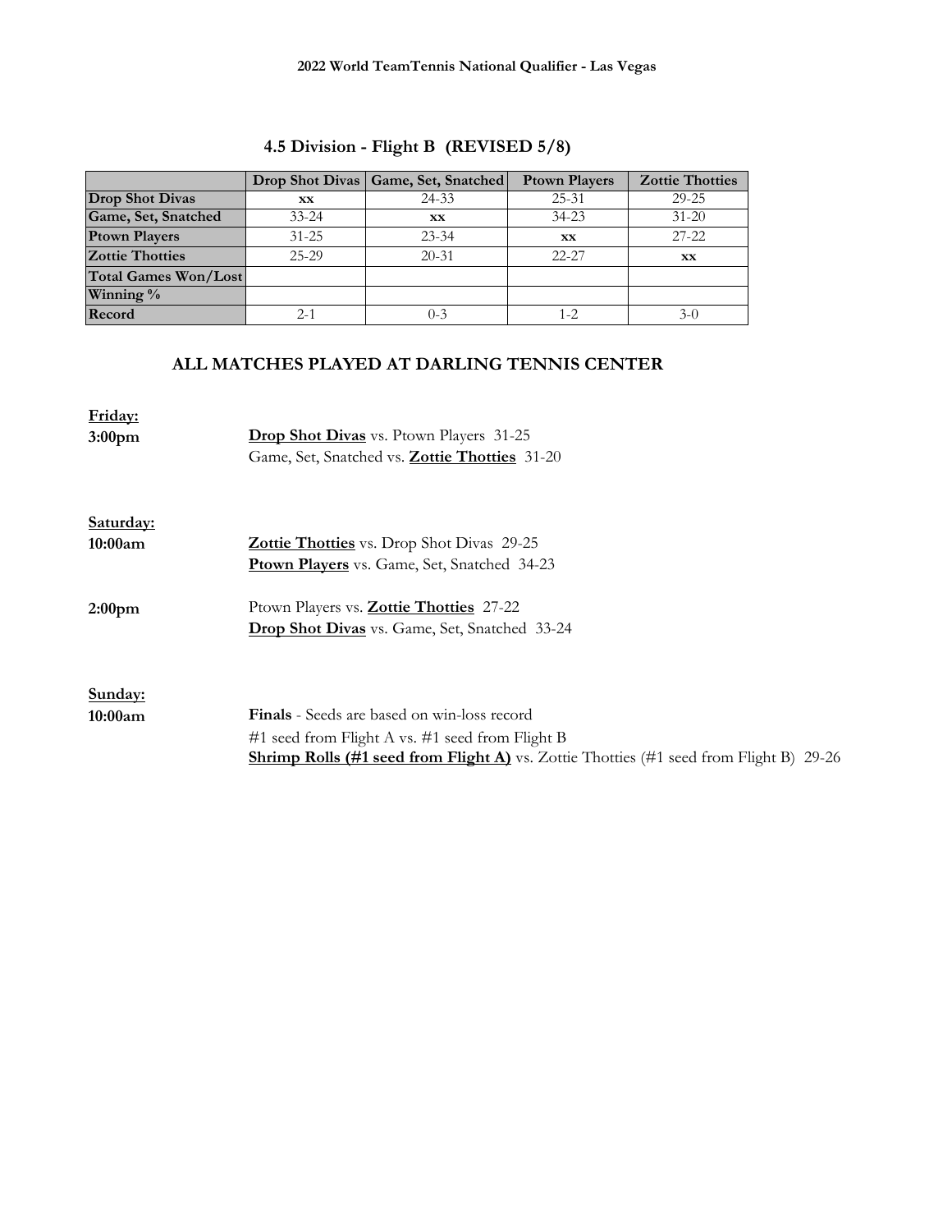**2022 World TeamTennis National Qualifier - Las Vegas**

## 4.5 Division - Flight B (REVISED 5/8)

| | Drop Shot Divas | Game, Set, Snatched | Ptown Players | Zottie Thotties |
|---|---|---|---|---|
| **Drop Shot Divas** | xx | 24-33 | 25-31 | 29-25 |
| **Game, Set, Snatched** | 33-24 | xx | 34-23 | 31-20 |
| **Ptown Players** | 31-25 | 23-34 | xx | 27-22 |
| **Zottie Thotties** | 25-29 | 20-31 | 22-27 | xx |
| **Total Games Won/Lost** | | | | |
| **Winning %** | | | | |
| **Record** | 2-1 | 0-3 | 1-2 | 3-0 |

### ALL MATCHES PLAYED AT DARLING TENNIS CENTER

**Friday:**

**3:00pm**
- **Drop Shot Divas** vs. Ptown Players 31-25
- Game, Set, Snatched vs. **Zottie Thotties** 31-20

**Saturday:**

**10:00am**
- **Zottie Thotties** vs. Drop Shot Divas 29-25
- **Ptown Players** vs. Game, Set, Snatched 34-23

**2:00pm**
- Ptown Players vs. **Zottie Thotties** 27-22
- **Drop Shot Divas** vs. Game, Set, Snatched 33-24

**Sunday:**

**10:00am**
- **Finals** - Seeds are based on win-loss record
- #1 seed from Flight A vs. #1 seed from Flight B
- **Shrimp Rolls (#1 seed from Flight A)** vs. Zottie Thotties (#1 seed from Flight B) 29-26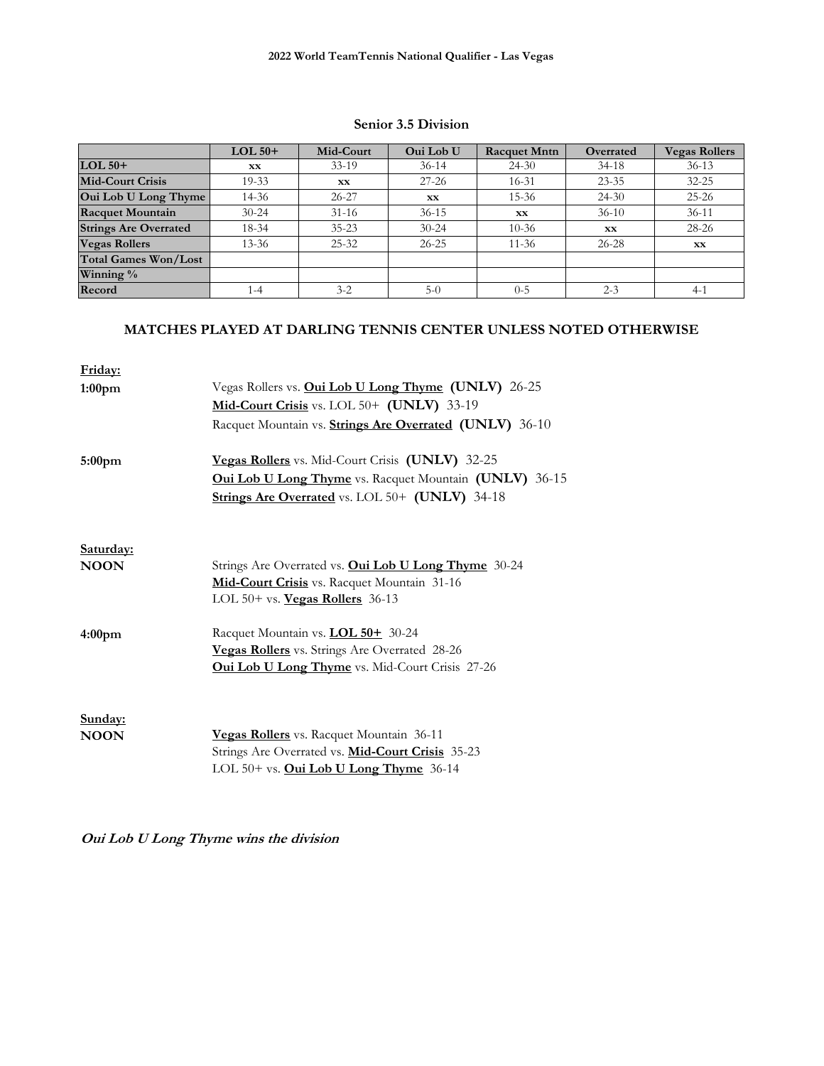**2022 World TeamTennis National Qualifier - Las Vegas**

### Senior 3.5 Division

| | LOL 50+ | Mid-Court | Oui Lob U | Racquet Mntn | Overrated | Vegas Rollers |
|---|---|---|---|---|---|---|
| **LOL 50+** | xx | 33-19 | 36-14 | 24-30 | 34-18 | 36-13 |
| **Mid-Court Crisis** | 19-33 | xx | 27-26 | 16-31 | 23-35 | 32-25 |
| **Oui Lob U Long Thyme** | 14-36 | 26-27 | xx | 15-36 | 24-30 | 25-26 |
| **Racquet Mountain** | 30-24 | 31-16 | 36-15 | xx | 36-10 | 36-11 |
| **Strings Are Overrated** | 18-34 | 35-23 | 30-24 | 10-36 | xx | 28-26 |
| **Vegas Rollers** | 13-36 | 25-32 | 26-25 | 11-36 | 26-28 | xx |
| **Total Games Won/Lost** | | | | | | |
| **Winning %** | | | | | | |
| **Record** | 1-4 | 3-2 | 5-0 | 0-5 | 2-3 | 4-1 |

### MATCHES PLAYED AT DARLING TENNIS CENTER UNLESS NOTED OTHERWISE

**Friday:**

**1:00pm**
- Vegas Rollers vs. **Oui Lob U Long Thyme** **(UNLV)** 26-25
- **Mid-Court Crisis** vs. LOL 50+ **(UNLV)** 33-19
- Racquet Mountain vs. **Strings Are Overrated** **(UNLV)** 36-10

**5:00pm**
- **Vegas Rollers** vs. Mid-Court Crisis **(UNLV)** 32-25
- **Oui Lob U Long Thyme** vs. Racquet Mountain **(UNLV)** 36-15
- **Strings Are Overrated** vs. LOL 50+ **(UNLV)** 34-18

**Saturday:**

**NOON**
- Strings Are Overrated vs. **Oui Lob U Long Thyme** 30-24
- **Mid-Court Crisis** vs. Racquet Mountain 31-16
- LOL 50+ vs. **Vegas Rollers** 36-13

**4:00pm**
- Racquet Mountain vs. **LOL 50+** 30-24
- **Vegas Rollers** vs. Strings Are Overrated 28-26
- **Oui Lob U Long Thyme** vs. Mid-Court Crisis 27-26

**Sunday:**

**NOON**
- **Vegas Rollers** vs. Racquet Mountain 36-11
- Strings Are Overrated vs. **Mid-Court Crisis** 35-23
- LOL 50+ vs. **Oui Lob U Long Thyme** 36-14

***Oui Lob U Long Thyme wins the division***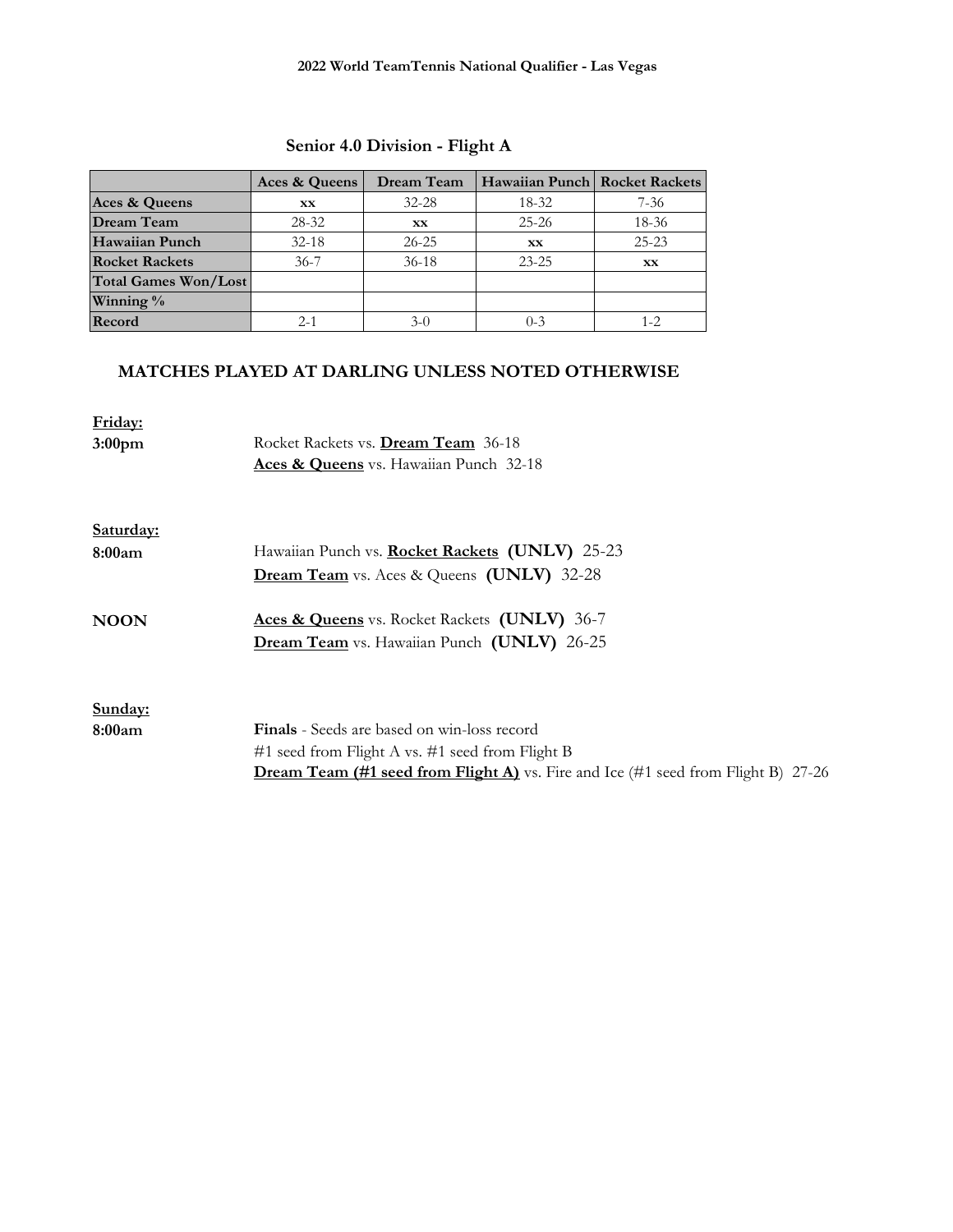**2022 World TeamTennis National Qualifier - Las Vegas**

## Senior 4.0 Division - Flight A

| | Aces & Queens | Dream Team | Hawaiian Punch | Rocket Rackets |
|---|---|---|---|---|
| **Aces & Queens** | xx | 32-28 | 18-32 | 7-36 |
| **Dream Team** | 28-32 | xx | 25-26 | 18-36 |
| **Hawaiian Punch** | 32-18 | 26-25 | xx | 25-23 |
| **Rocket Rackets** | 36-7 | 36-18 | 23-25 | xx |
| **Total Games Won/Lost** | | | | |
| **Winning %** | | | | |
| **Record** | 2-1 | 3-0 | 0-3 | 1-2 |

### MATCHES PLAYED AT DARLING UNLESS NOTED OTHERWISE

**Friday:**

**3:00pm**
Rocket Rackets vs. **Dream Team** 36-18
**Aces & Queens** vs. Hawaiian Punch 32-18

**Saturday:**

**8:00am**
Hawaiian Punch vs. **Rocket Rackets** **(UNLV)** 25-23
**Dream Team** vs. Aces & Queens **(UNLV)** 32-28

**NOON**
**Aces & Queens** vs. Rocket Rackets **(UNLV)** 36-7
**Dream Team** vs. Hawaiian Punch **(UNLV)** 26-25

**Sunday:**

**8:00am**
**Finals** - Seeds are based on win-loss record
#1 seed from Flight A vs. #1 seed from Flight B
**Dream Team (#1 seed from Flight A)** vs. Fire and Ice (#1 seed from Flight B) 27-26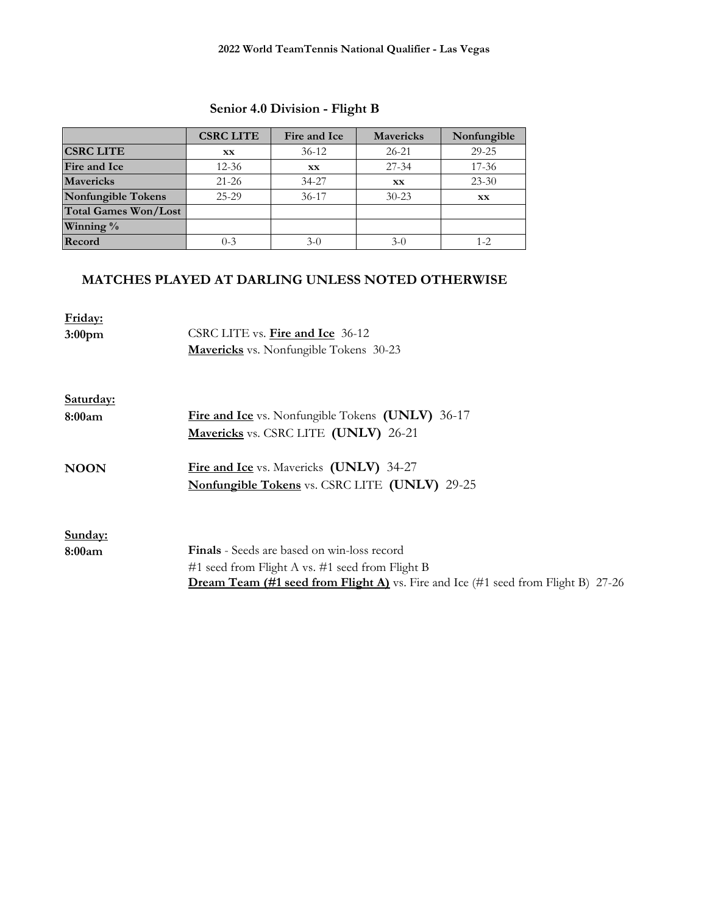**2022 World TeamTennis National Qualifier - Las Vegas**

## Senior 4.0 Division - Flight B

| | CSRC LITE | Fire and Ice | Mavericks | Nonfungible |
|---|---|---|---|---|
| **CSRC LITE** | xx | 36-12 | 26-21 | 29-25 |
| **Fire and Ice** | 12-36 | xx | 27-34 | 17-36 |
| **Mavericks** | 21-26 | 34-27 | xx | 23-30 |
| **Nonfungible Tokens** | 25-29 | 36-17 | 30-23 | xx |
| **Total Games Won/Lost** | | | | |
| **Winning %** | | | | |
| **Record** | 0-3 | 3-0 | 3-0 | 1-2 |

### MATCHES PLAYED AT DARLING UNLESS NOTED OTHERWISE

**Friday:**

**3:00pm**
CSRC LITE vs. **Fire and Ice** 36-12
**Mavericks** vs. Nonfungible Tokens 30-23

**Saturday:**

**8:00am**
**Fire and Ice** vs. Nonfungible Tokens **(UNLV)** 36-17
**Mavericks** vs. CSRC LITE **(UNLV)** 26-21

**NOON**
**Fire and Ice** vs. Mavericks **(UNLV)** 34-27
**Nonfungible Tokens** vs. CSRC LITE **(UNLV)** 29-25

**Sunday:**

**8:00am**
**Finals** - Seeds are based on win-loss record
#1 seed from Flight A vs. #1 seed from Flight B
**Dream Team (#1 seed from Flight A)** vs. Fire and Ice (#1 seed from Flight B) 27-26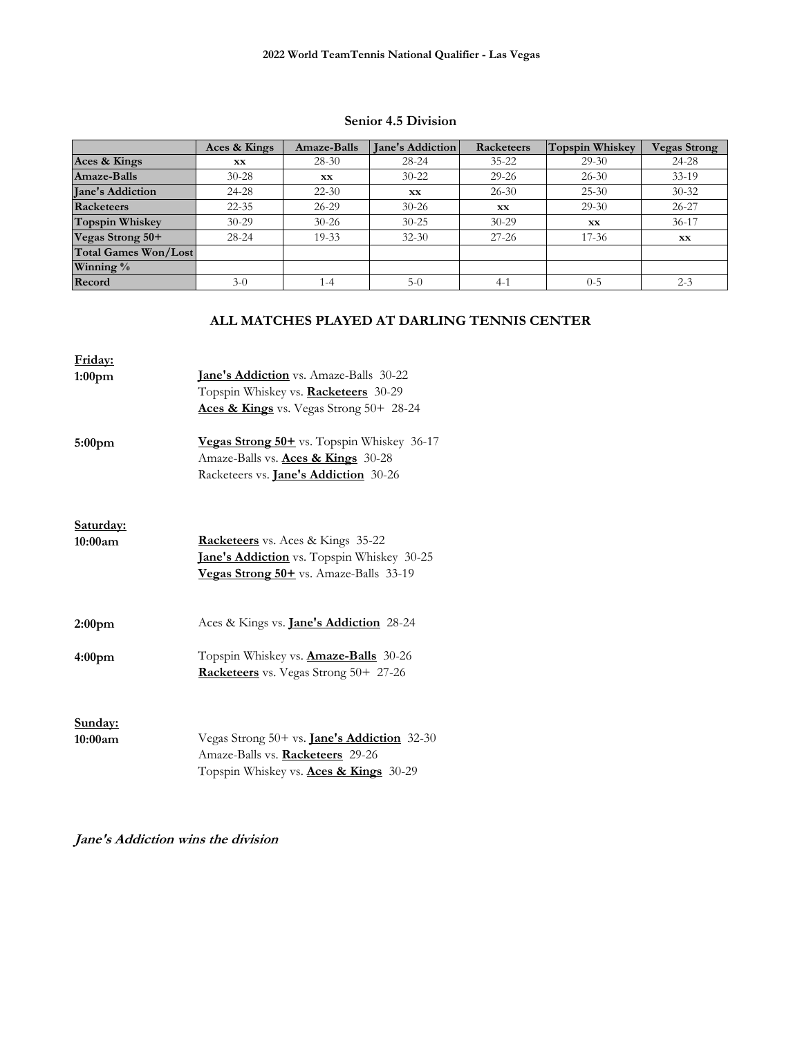**2022 World TeamTennis National Qualifier - Las Vegas**

### Senior 4.5 Division

| | Aces & Kings | Amaze-Balls | Jane's Addiction | Racketeers | Topspin Whiskey | Vegas Strong |
|---|---|---|---|---|---|---|
| **Aces & Kings** | xx | 28-30 | 28-24 | 35-22 | 29-30 | 24-28 |
| **Amaze-Balls** | 30-28 | xx | 30-22 | 29-26 | 26-30 | 33-19 |
| **Jane's Addiction** | 24-28 | 22-30 | xx | 26-30 | 25-30 | 30-32 |
| **Racketeers** | 22-35 | 26-29 | 30-26 | xx | 29-30 | 26-27 |
| **Topspin Whiskey** | 30-29 | 30-26 | 30-25 | 30-29 | xx | 36-17 |
| **Vegas Strong 50+** | 28-24 | 19-33 | 32-30 | 27-26 | 17-36 | xx |
| **Total Games Won/Lost** | | | | | | |
| **Winning %** | | | | | | |
| **Record** | 3-0 | 1-4 | 5-0 | 4-1 | 0-5 | 2-3 |

### ALL MATCHES PLAYED AT DARLING TENNIS CENTER

**Friday:**

**1:00pm**
- **Jane's Addiction** vs. Amaze-Balls 30-22
- Topspin Whiskey vs. **Racketeers** 30-29
- **Aces & Kings** vs. Vegas Strong 50+ 28-24

**5:00pm**
- **Vegas Strong 50+** vs. Topspin Whiskey 36-17
- Amaze-Balls vs. **Aces & Kings** 30-28
- Racketeers vs. **Jane's Addiction** 30-26

**Saturday:**

**10:00am**
- **Racketeers** vs. Aces & Kings 35-22
- **Jane's Addiction** vs. Topspin Whiskey 30-25
- **Vegas Strong 50+** vs. Amaze-Balls 33-19

**2:00pm**
- Aces & Kings vs. **Jane's Addiction** 28-24

**4:00pm**
- Topspin Whiskey vs. **Amaze-Balls** 30-26
- **Racketeers** vs. Vegas Strong 50+ 27-26

**Sunday:**

**10:00am**
- Vegas Strong 50+ vs. **Jane's Addiction** 32-30
- Amaze-Balls vs. **Racketeers** 29-26
- Topspin Whiskey vs. **Aces & Kings** 30-29

***Jane's Addiction wins the division***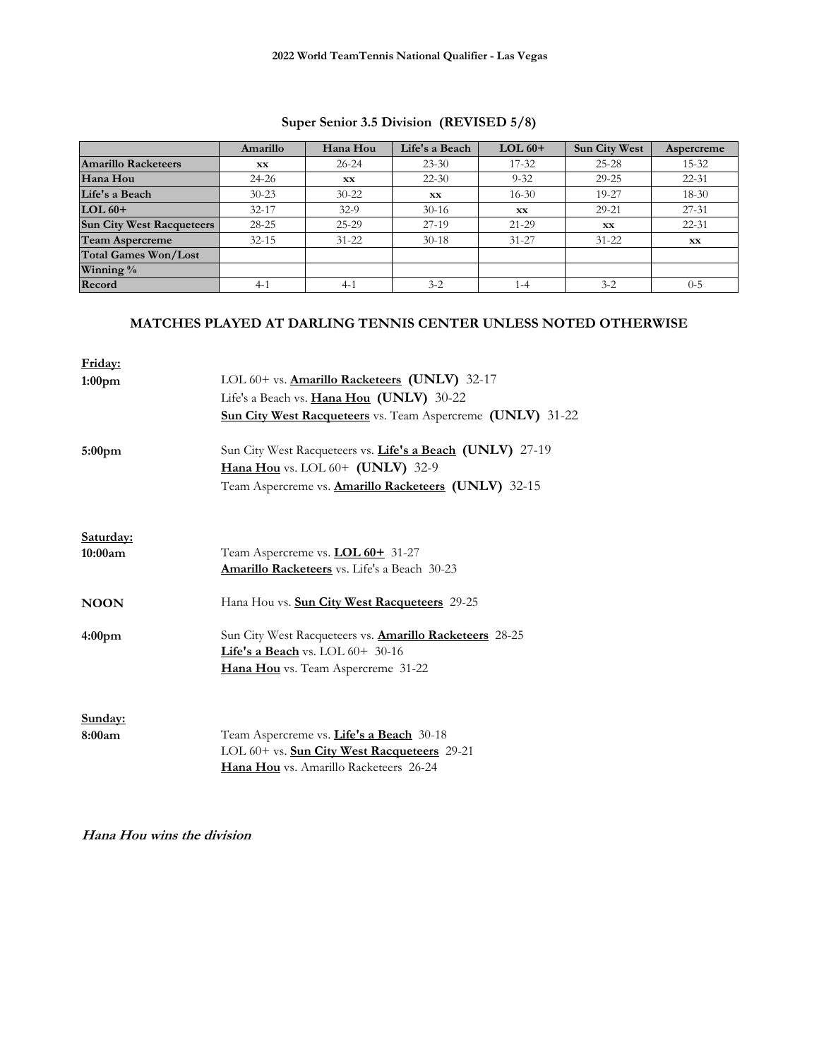**2022 World TeamTennis National Qualifier - Las Vegas**

## Super Senior 3.5 Division (REVISED 5/8)

| | Amarillo | Hana Hou | Life's a Beach | LOL 60+ | Sun City West | Aspercreme |
|---|---|---|---|---|---|---|
| **Amarillo Racketeers** | xx | 26-24 | 23-30 | 17-32 | 25-28 | 15-32 |
| **Hana Hou** | 24-26 | xx | 22-30 | 9-32 | 29-25 | 22-31 |
| **Life's a Beach** | 30-23 | 30-22 | xx | 16-30 | 19-27 | 18-30 |
| **LOL 60+** | 32-17 | 32-9 | 30-16 | xx | 29-21 | 27-31 |
| **Sun City West Racqueteers** | 28-25 | 25-29 | 27-19 | 21-29 | xx | 22-31 |
| **Team Aspercreme** | 32-15 | 31-22 | 30-18 | 31-27 | 31-22 | xx |
| **Total Games Won/Lost** | | | | | | |
| **Winning %** | | | | | | |
| **Record** | 4-1 | 4-1 | 3-2 | 1-4 | 3-2 | 0-5 |

### MATCHES PLAYED AT DARLING TENNIS CENTER UNLESS NOTED OTHERWISE

**Friday:**

**1:00pm**
LOL 60+ vs. **Amarillo Racketeers** **(UNLV)** 32-17
Life's a Beach vs. **Hana Hou** **(UNLV)** 30-22
**Sun City West Racqueteers** vs. Team Aspercreme **(UNLV)** 31-22

**5:00pm**
Sun City West Racqueteers vs. **Life's a Beach** **(UNLV)** 27-19
**Hana Hou** vs. LOL 60+ **(UNLV)** 32-9
Team Aspercreme vs. **Amarillo Racketeers** **(UNLV)** 32-15

**Saturday:**

**10:00am**
Team Aspercreme vs. **LOL 60+** 31-27
**Amarillo Racketeers** vs. Life's a Beach 30-23

**NOON**
Hana Hou vs. **Sun City West Racqueteers** 29-25

**4:00pm**
Sun City West Racqueteers vs. **Amarillo Racketeers** 28-25
**Life's a Beach** vs. LOL 60+ 30-16
**Hana Hou** vs. Team Aspercreme 31-22

**Sunday:**

**8:00am**
Team Aspercreme vs. **Life's a Beach** 30-18
LOL 60+ vs. **Sun City West Racqueteers** 29-21
**Hana Hou** vs. Amarillo Racketeers 26-24

***Hana Hou wins the division***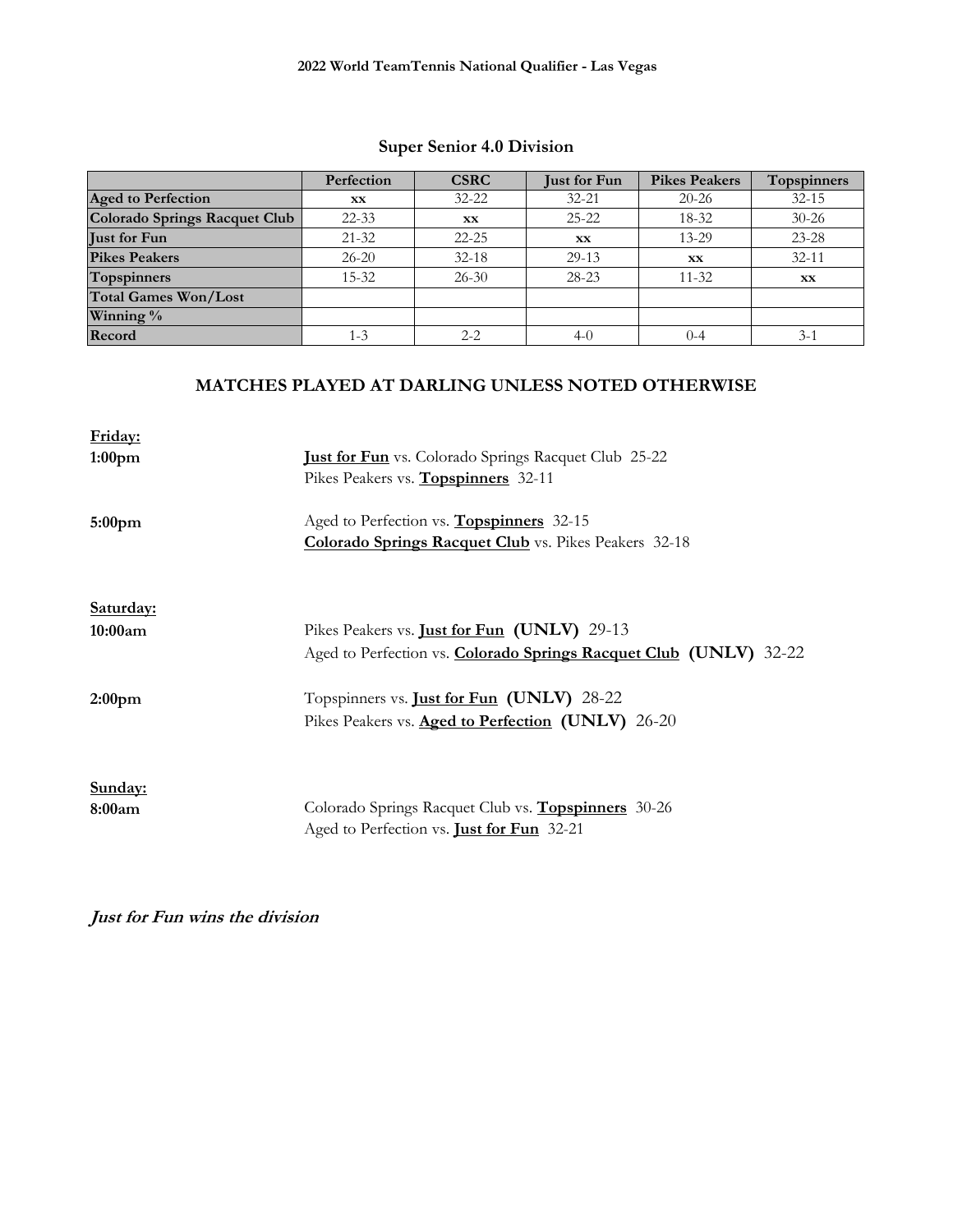**2022 World TeamTennis National Qualifier - Las Vegas**

## Super Senior 4.0 Division

| | Perfection | CSRC | Just for Fun | Pikes Peakers | Topspinners |
|---|---|---|---|---|---|
| **Aged to Perfection** | xx | 32-22 | 32-21 | 20-26 | 32-15 |
| **Colorado Springs Racquet Club** | 22-33 | xx | 25-22 | 18-32 | 30-26 |
| **Just for Fun** | 21-32 | 22-25 | xx | 13-29 | 23-28 |
| **Pikes Peakers** | 26-20 | 32-18 | 29-13 | xx | 32-11 |
| **Topspinners** | 15-32 | 26-30 | 28-23 | 11-32 | xx |
| **Total Games Won/Lost** | | | | | |
| **Winning %** | | | | | |
| **Record** | 1-3 | 2-2 | 4-0 | 0-4 | 3-1 |

### MATCHES PLAYED AT DARLING UNLESS NOTED OTHERWISE

**Friday:**

**1:00pm**
- **Just for Fun** vs. Colorado Springs Racquet Club 25-22
- Pikes Peakers vs. **Topspinners** 32-11

**5:00pm**
- Aged to Perfection vs. **Topspinners** 32-15
- **Colorado Springs Racquet Club** vs. Pikes Peakers 32-18

**Saturday:**

**10:00am**
- Pikes Peakers vs. **Just for Fun** **(UNLV)** 29-13
- Aged to Perfection vs. **Colorado Springs Racquet Club** **(UNLV)** 32-22

**2:00pm**
- Topspinners vs. **Just for Fun** **(UNLV)** 28-22
- Pikes Peakers vs. **Aged to Perfection** **(UNLV)** 26-20

**Sunday:**

**8:00am**
- Colorado Springs Racquet Club vs. **Topspinners** 30-26
- Aged to Perfection vs. **Just for Fun** 32-21

***Just for Fun wins the division***